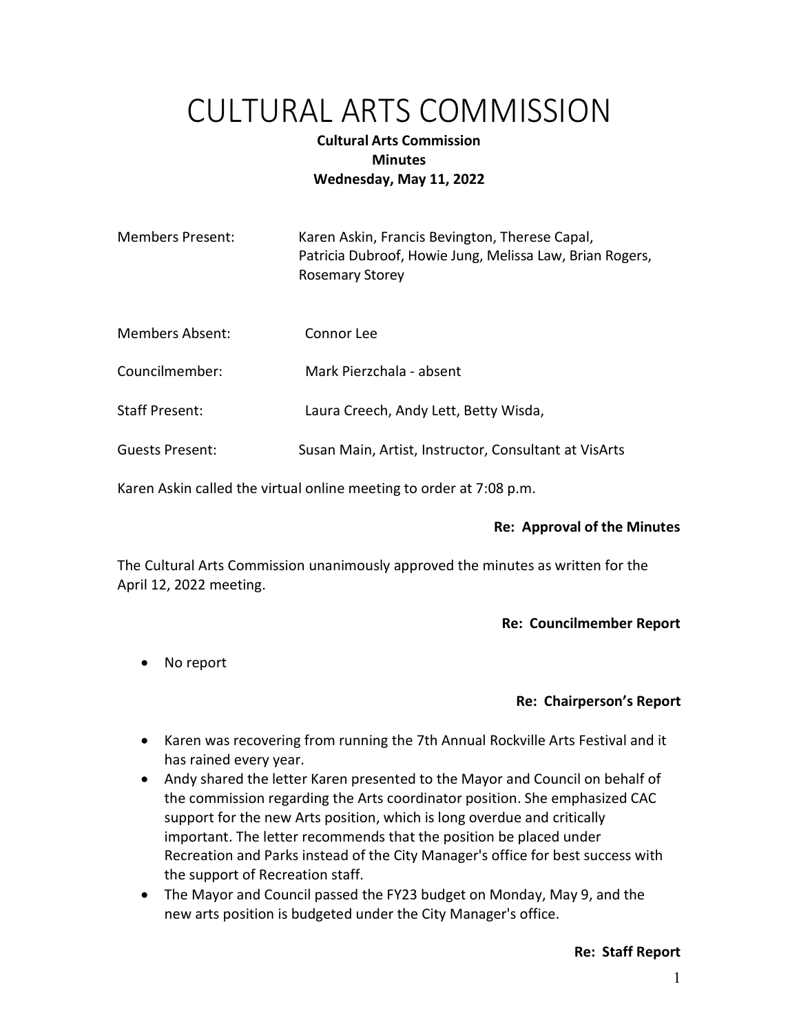# CULTURAL ARTS COMMISSION

**Cultural Arts Commission**
**Minutes**
**Wednesday, May 11, 2022**

| | |
|---|---|
| Members Present: | Karen Askin, Francis Bevington, Therese Capal, Patricia Dubroof, Howie Jung, Melissa Law, Brian Rogers, Rosemary Storey |
| Members Absent: | Connor Lee |
| Councilmember: | Mark Pierzchala - absent |
| Staff Present: | Laura Creech, Andy Lett, Betty Wisda, |
| Guests Present: | Susan Main, Artist, Instructor, Consultant at VisArts |

Karen Askin called the virtual online meeting to order at 7:08 p.m.

**Re: Approval of the Minutes**

The Cultural Arts Commission unanimously approved the minutes as written for the April 12, 2022 meeting.

**Re: Councilmember Report**

- No report

**Re: Chairperson's Report**

- Karen was recovering from running the 7th Annual Rockville Arts Festival and it has rained every year.
- Andy shared the letter Karen presented to the Mayor and Council on behalf of the commission regarding the Arts coordinator position. She emphasized CAC support for the new Arts position, which is long overdue and critically important. The letter recommends that the position be placed under Recreation and Parks instead of the City Manager's office for best success with the support of Recreation staff.
- The Mayor and Council passed the FY23 budget on Monday, May 9, and the new arts position is budgeted under the City Manager's office.

**Re: Staff Report**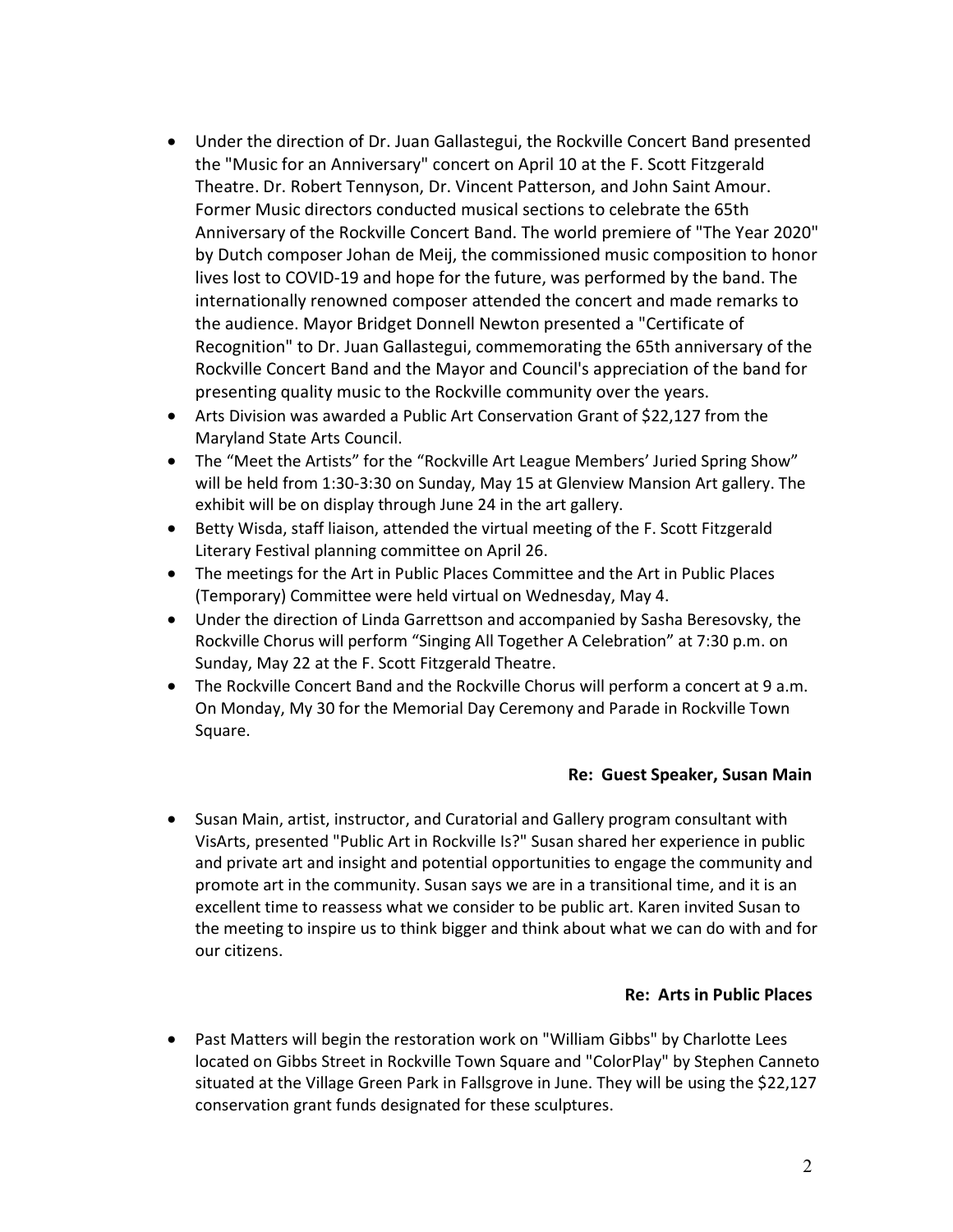- Under the direction of Dr. Juan Gallastegui, the Rockville Concert Band presented the "Music for an Anniversary" concert on April 10 at the F. Scott Fitzgerald Theatre. Dr. Robert Tennyson, Dr. Vincent Patterson, and John Saint Amour. Former Music directors conducted musical sections to celebrate the 65th Anniversary of the Rockville Concert Band. The world premiere of "The Year 2020" by Dutch composer Johan de Meij, the commissioned music composition to honor lives lost to COVID-19 and hope for the future, was performed by the band. The internationally renowned composer attended the concert and made remarks to the audience. Mayor Bridget Donnell Newton presented a "Certificate of Recognition" to Dr. Juan Gallastegui, commemorating the 65th anniversary of the Rockville Concert Band and the Mayor and Council's appreciation of the band for presenting quality music to the Rockville community over the years.
- Arts Division was awarded a Public Art Conservation Grant of $22,127 from the Maryland State Arts Council.
- The "Meet the Artists" for the "Rockville Art League Members' Juried Spring Show" will be held from 1:30-3:30 on Sunday, May 15 at Glenview Mansion Art gallery. The exhibit will be on display through June 24 in the art gallery.
- Betty Wisda, staff liaison, attended the virtual meeting of the F. Scott Fitzgerald Literary Festival planning committee on April 26.
- The meetings for the Art in Public Places Committee and the Art in Public Places (Temporary) Committee were held virtual on Wednesday, May 4.
- Under the direction of Linda Garrettson and accompanied by Sasha Beresovsky, the Rockville Chorus will perform "Singing All Together A Celebration" at 7:30 p.m. on Sunday, May 22 at the F. Scott Fitzgerald Theatre.
- The Rockville Concert Band and the Rockville Chorus will perform a concert at 9 a.m. On Monday, My 30 for the Memorial Day Ceremony and Parade in Rockville Town Square.

**Re: Guest Speaker, Susan Main**

- Susan Main, artist, instructor, and Curatorial and Gallery program consultant with VisArts, presented "Public Art in Rockville Is?" Susan shared her experience in public and private art and insight and potential opportunities to engage the community and promote art in the community. Susan says we are in a transitional time, and it is an excellent time to reassess what we consider to be public art. Karen invited Susan to the meeting to inspire us to think bigger and think about what we can do with and for our citizens.

**Re: Arts in Public Places**

- Past Matters will begin the restoration work on "William Gibbs" by Charlotte Lees located on Gibbs Street in Rockville Town Square and "ColorPlay" by Stephen Canneto situated at the Village Green Park in Fallsgrove in June. They will be using the $22,127 conservation grant funds designated for these sculptures.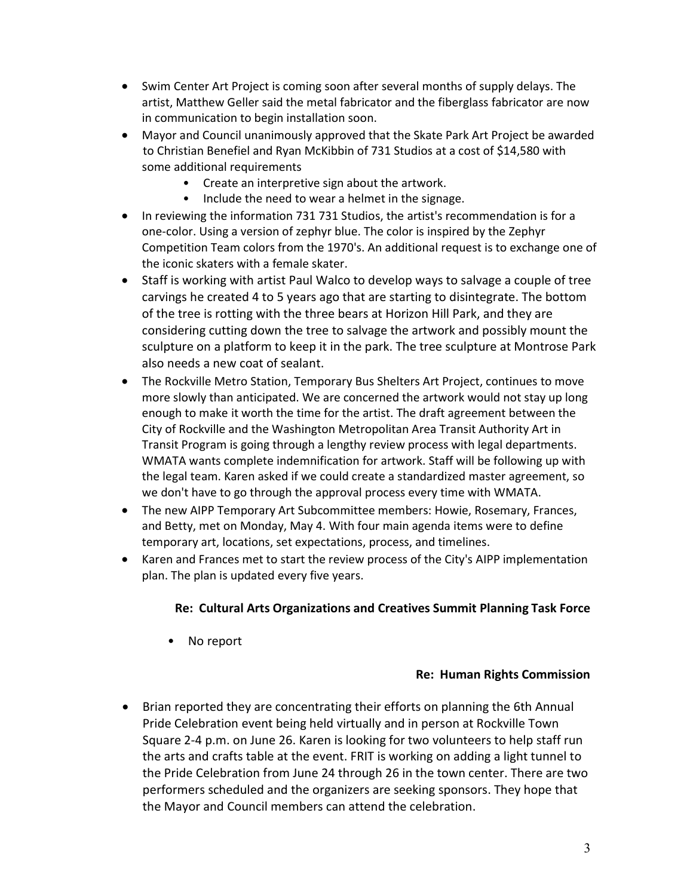- Swim Center Art Project is coming soon after several months of supply delays. The artist, Matthew Geller said the metal fabricator and the fiberglass fabricator are now in communication to begin installation soon.
- Mayor and Council unanimously approved that the Skate Park Art Project be awarded to Christian Benefiel and Ryan McKibbin of 731 Studios at a cost of $14,580 with some additional requirements
  - Create an interpretive sign about the artwork.
  - Include the need to wear a helmet in the signage.
- In reviewing the information 731 731 Studios, the artist's recommendation is for a one-color. Using a version of zephyr blue. The color is inspired by the Zephyr Competition Team colors from the 1970's. An additional request is to exchange one of the iconic skaters with a female skater.
- Staff is working with artist Paul Walco to develop ways to salvage a couple of tree carvings he created 4 to 5 years ago that are starting to disintegrate. The bottom of the tree is rotting with the three bears at Horizon Hill Park, and they are considering cutting down the tree to salvage the artwork and possibly mount the sculpture on a platform to keep it in the park. The tree sculpture at Montrose Park also needs a new coat of sealant.
- The Rockville Metro Station, Temporary Bus Shelters Art Project, continues to move more slowly than anticipated. We are concerned the artwork would not stay up long enough to make it worth the time for the artist. The draft agreement between the City of Rockville and the Washington Metropolitan Area Transit Authority Art in Transit Program is going through a lengthy review process with legal departments. WMATA wants complete indemnification for artwork. Staff will be following up with the legal team. Karen asked if we could create a standardized master agreement, so we don't have to go through the approval process every time with WMATA.
- The new AIPP Temporary Art Subcommittee members: Howie, Rosemary, Frances, and Betty, met on Monday, May 4. With four main agenda items were to define temporary art, locations, set expectations, process, and timelines.
- Karen and Frances met to start the review process of the City's AIPP implementation plan. The plan is updated every five years.

**Re: Cultural Arts Organizations and Creatives Summit Planning Task Force**

- No report

**Re: Human Rights Commission**

- Brian reported they are concentrating their efforts on planning the 6th Annual Pride Celebration event being held virtually and in person at Rockville Town Square 2-4 p.m. on June 26. Karen is looking for two volunteers to help staff run the arts and crafts table at the event. FRIT is working on adding a light tunnel to the Pride Celebration from June 24 through 26 in the town center. There are two performers scheduled and the organizers are seeking sponsors. They hope that the Mayor and Council members can attend the celebration.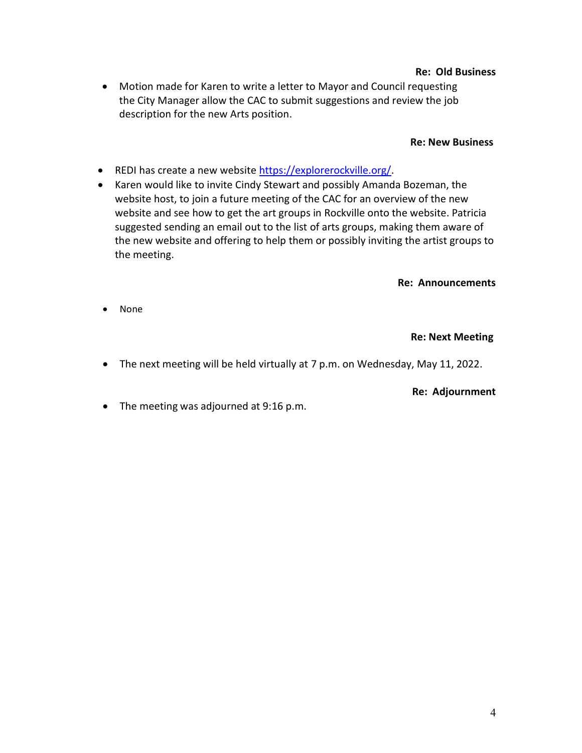**Re: Old Business**

- Motion made for Karen to write a letter to Mayor and Council requesting the City Manager allow the CAC to submit suggestions and review the job description for the new Arts position.

**Re: New Business**

- REDI has create a new website [https://explorerockville.org/](https://explorerockville.org/).
- Karen would like to invite Cindy Stewart and possibly Amanda Bozeman, the website host, to join a future meeting of the CAC for an overview of the new website and see how to get the art groups in Rockville onto the website. Patricia suggested sending an email out to the list of arts groups, making them aware of the new website and offering to help them or possibly inviting the artist groups to the meeting.

**Re: Announcements**

- None

**Re: Next Meeting**

- The next meeting will be held virtually at 7 p.m. on Wednesday, May 11, 2022.

**Re: Adjournment**

- The meeting was adjourned at 9:16 p.m.